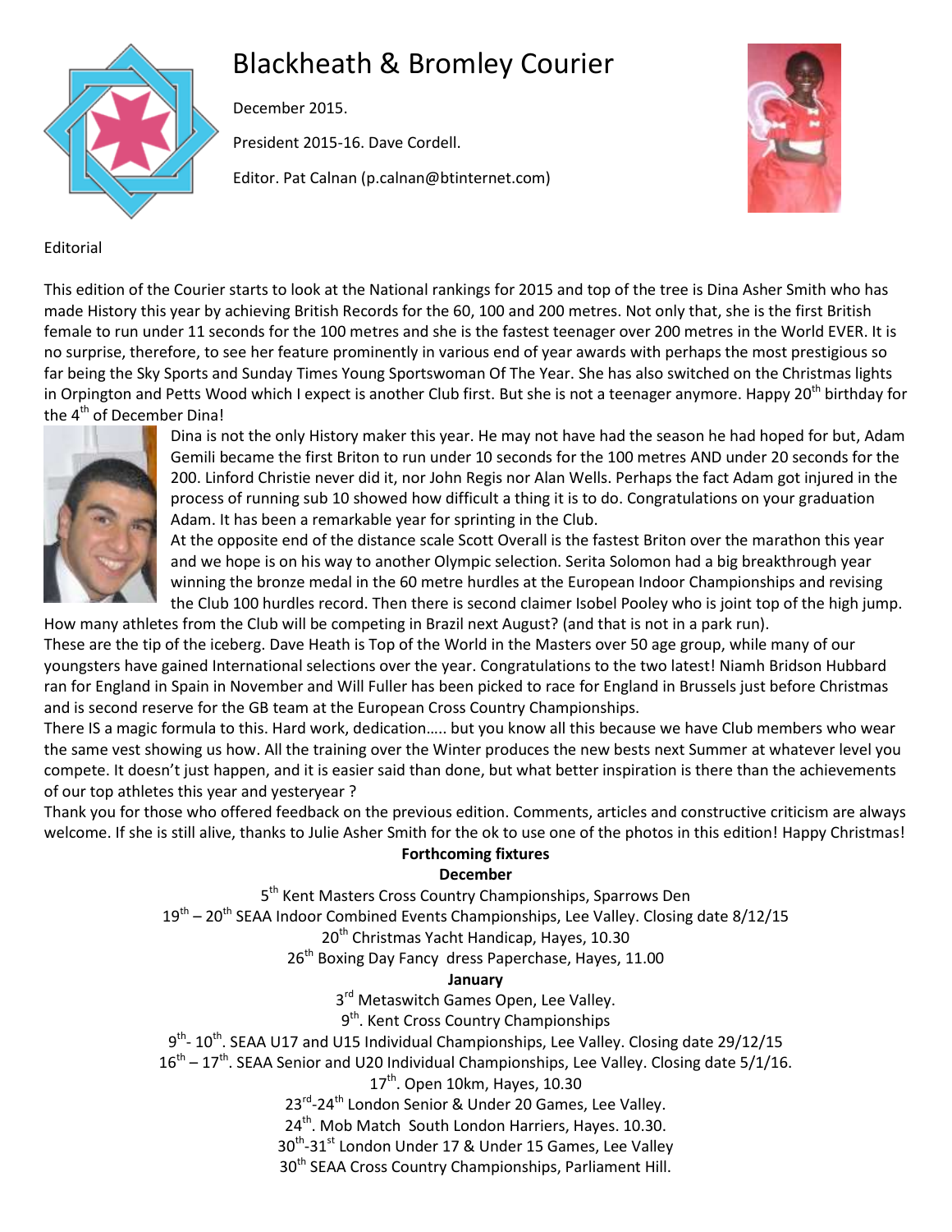# Blackheath & Bromley Courier

December 2015.

President 2015-16. Dave Cordell.

Editor. Pat Calnan (p.calnan@btinternet.com)

Editorial

This edition of the Courier starts to look at the National rankings for 2015 and top of the tree is Dina Asher Smith who has made History this year by achieving British Records for the 60, 100 and 200 metres. Not only that, she is the first British female to run under 11 seconds for the 100 metres and she is the fastest teenager over 200 metres in the World EVER. It is no surprise, therefore, to see her feature prominently in various end of year awards with perhaps the most prestigious so far being the Sky Sports and Sunday Times Young Sportswoman Of The Year. She has also switched on the Christmas lights in Orpington and Petts Wood which I expect is another Club first. But she is not a teenager anymore. Happy 20th birthday for the 4th of December Dina!

Dina is not the only History maker this year. He may not have had the season he had hoped for but, Adam Gemili became the first Briton to run under 10 seconds for the 100 metres AND under 20 seconds for the 200. Linford Christie never did it, nor John Regis nor Alan Wells. Perhaps the fact Adam got injured in the process of running sub 10 showed how difficult a thing it is to do. Congratulations on your graduation Adam. It has been a remarkable year for sprinting in the Club.

At the opposite end of the distance scale Scott Overall is the fastest Briton over the marathon this year and we hope is on his way to another Olympic selection. Serita Solomon had a big breakthrough year winning the bronze medal in the 60 metre hurdles at the European Indoor Championships and revising the Club 100 hurdles record. Then there is second claimer Isobel Pooley who is joint top of the high jump. How many athletes from the Club will be competing in Brazil next August? (and that is not in a park run).

These are the tip of the iceberg. Dave Heath is Top of the World in the Masters over 50 age group, while many of our youngsters have gained International selections over the year. Congratulations to the two latest! Niamh Bridson Hubbard ran for England in Spain in November and Will Fuller has been picked to race for England in Brussels just before Christmas and is second reserve for the GB team at the European Cross Country Championships.

There IS a magic formula to this. Hard work, dedication….. but you know all this because we have Club members who wear the same vest showing us how. All the training over the Winter produces the new bests next Summer at whatever level you compete. It doesn't just happen, and it is easier said than done, but what better inspiration is there than the achievements of our top athletes this year and yesteryear ?

Thank you for those who offered feedback on the previous edition. Comments, articles and constructive criticism are always welcome. If she is still alive, thanks to Julie Asher Smith for the ok to use one of the photos in this edition! Happy Christmas!

**Forthcoming fixtures**

**December**

5th Kent Masters Cross Country Championships, Sparrows Den

19th – 20th SEAA Indoor Combined Events Championships, Lee Valley. Closing date 8/12/15

20th Christmas Yacht Handicap, Hayes, 10.30

26th Boxing Day Fancy dress Paperchase, Hayes, 11.00

**January**

3rd Metaswitch Games Open, Lee Valley.

9th. Kent Cross Country Championships

9th- 10th. SEAA U17 and U15 Individual Championships, Lee Valley. Closing date 29/12/15

16th – 17th. SEAA Senior and U20 Individual Championships, Lee Valley. Closing date 5/1/16.

17th. Open 10km, Hayes, 10.30

23rd-24th London Senior & Under 20 Games, Lee Valley.

24th. Mob Match South London Harriers, Hayes. 10.30.

30th-31st London Under 17 & Under 15 Games, Lee Valley

30th SEAA Cross Country Championships, Parliament Hill.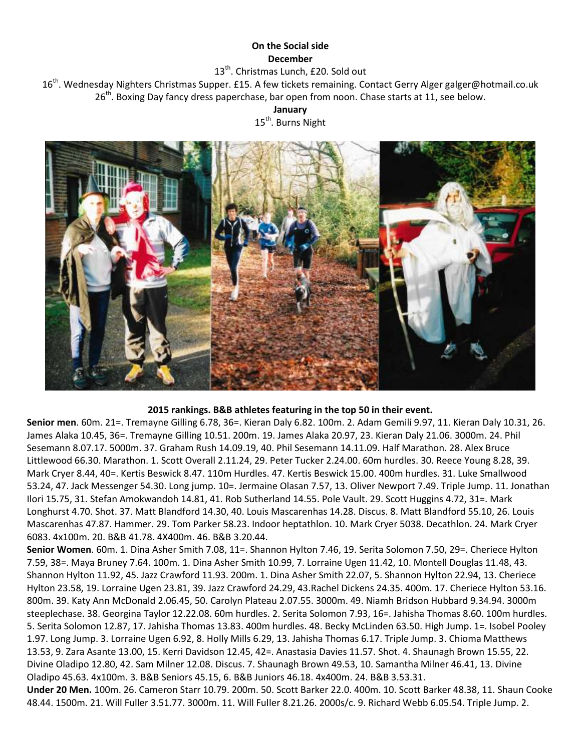**On the Social side**

**December**

13th. Christmas Lunch, £20. Sold out

16th. Wednesday Nighters Christmas Supper. £15. A few tickets remaining. Contact Gerry Alger galger@hotmail.co.uk

26th. Boxing Day fancy dress paperchase, bar open from noon. Chase starts at 11, see below.

**January**

15th. Burns Night

**2015 rankings. B&B athletes featuring in the top 50 in their event.**

**Senior men**. 60m. 21=. Tremayne Gilling 6.78, 36=. Kieran Daly 6.82. 100m. 2. Adam Gemili 9.97, 11. Kieran Daly 10.31, 26. James Alaka 10.45, 36=. Tremayne Gilling 10.51. 200m. 19. James Alaka 20.97, 23. Kieran Daly 21.06. 3000m. 24. Phil Sesemann 8.07.17. 5000m. 37. Graham Rush 14.09.19, 40. Phil Sesemann 14.11.09. Half Marathon. 28. Alex Bruce Littlewood 66.30. Marathon. 1. Scott Overall 2.11.24, 29. Peter Tucker 2.24.00. 60m hurdles. 30. Reece Young 8.28, 39. Mark Cryer 8.44, 40=. Kertis Beswick 8.47. 110m Hurdles. 47. Kertis Beswick 15.00. 400m hurdles. 31. Luke Smallwood 53.24, 47. Jack Messenger 54.30. Long jump. 10=. Jermaine Olasan 7.57, 13. Oliver Newport 7.49. Triple Jump. 11. Jonathan Ilori 15.75, 31. Stefan Amokwandoh 14.81, 41. Rob Sutherland 14.55. Pole Vault. 29. Scott Huggins 4.72, 31=. Mark Longhurst 4.70. Shot. 37. Matt Blandford 14.30, 40. Louis Mascarenhas 14.28. Discus. 8. Matt Blandford 55.10, 26. Louis Mascarenhas 47.87. Hammer. 29. Tom Parker 58.23. Indoor heptathlon. 10. Mark Cryer 5038. Decathlon. 24. Mark Cryer 6083. 4x100m. 20. B&B 41.78. 4X400m. 46. B&B 3.20.44.

**Senior Women**. 60m. 1. Dina Asher Smith 7.08, 11=. Shannon Hylton 7.46, 19. Serita Solomon 7.50, 29=. Cheriece Hylton 7.59, 38=. Maya Bruney 7.64. 100m. 1. Dina Asher Smith 10.99, 7. Lorraine Ugen 11.42, 10. Montell Douglas 11.48, 43. Shannon Hylton 11.92, 45. Jazz Crawford 11.93. 200m. 1. Dina Asher Smith 22.07, 5. Shannon Hylton 22.94, 13. Cheriece Hylton 23.58, 19. Lorraine Ugen 23.81, 39. Jazz Crawford 24.29, 43.Rachel Dickens 24.35. 400m. 17. Cheriece Hylton 53.16. 800m. 39. Katy Ann McDonald 2.06.45, 50. Carolyn Plateau 2.07.55. 3000m. 49. Niamh Bridson Hubbard 9.34.94. 3000m steeplechase. 38. Georgina Taylor 12.22.08. 60m hurdles. 2. Serita Solomon 7.93, 16=. Jahisha Thomas 8.60. 100m hurdles. 5. Serita Solomon 12.87, 17. Jahisha Thomas 13.83. 400m hurdles. 48. Becky McLinden 63.50. High Jump. 1=. Isobel Pooley 1.97. Long Jump. 3. Lorraine Ugen 6.92, 8. Holly Mills 6.29, 13. Jahisha Thomas 6.17. Triple Jump. 3. Chioma Matthews 13.53, 9. Zara Asante 13.00, 15. Kerri Davidson 12.45, 42=. Anastasia Davies 11.57. Shot. 4. Shaunagh Brown 15.55, 22. Divine Oladipo 12.80, 42. Sam Milner 12.08. Discus. 7. Shaunagh Brown 49.53, 10. Samantha Milner 46.41, 13. Divine Oladipo 45.63. 4x100m. 3. B&B Seniors 45.15, 6. B&B Juniors 46.18. 4x400m. 24. B&B 3.53.31.

**Under 20 Men.** 100m. 26. Cameron Starr 10.79. 200m. 50. Scott Barker 22.0. 400m. 10. Scott Barker 48.38, 11. Shaun Cooke 48.44. 1500m. 21. Will Fuller 3.51.77. 3000m. 11. Will Fuller 8.21.26. 2000s/c. 9. Richard Webb 6.05.54. Triple Jump. 2.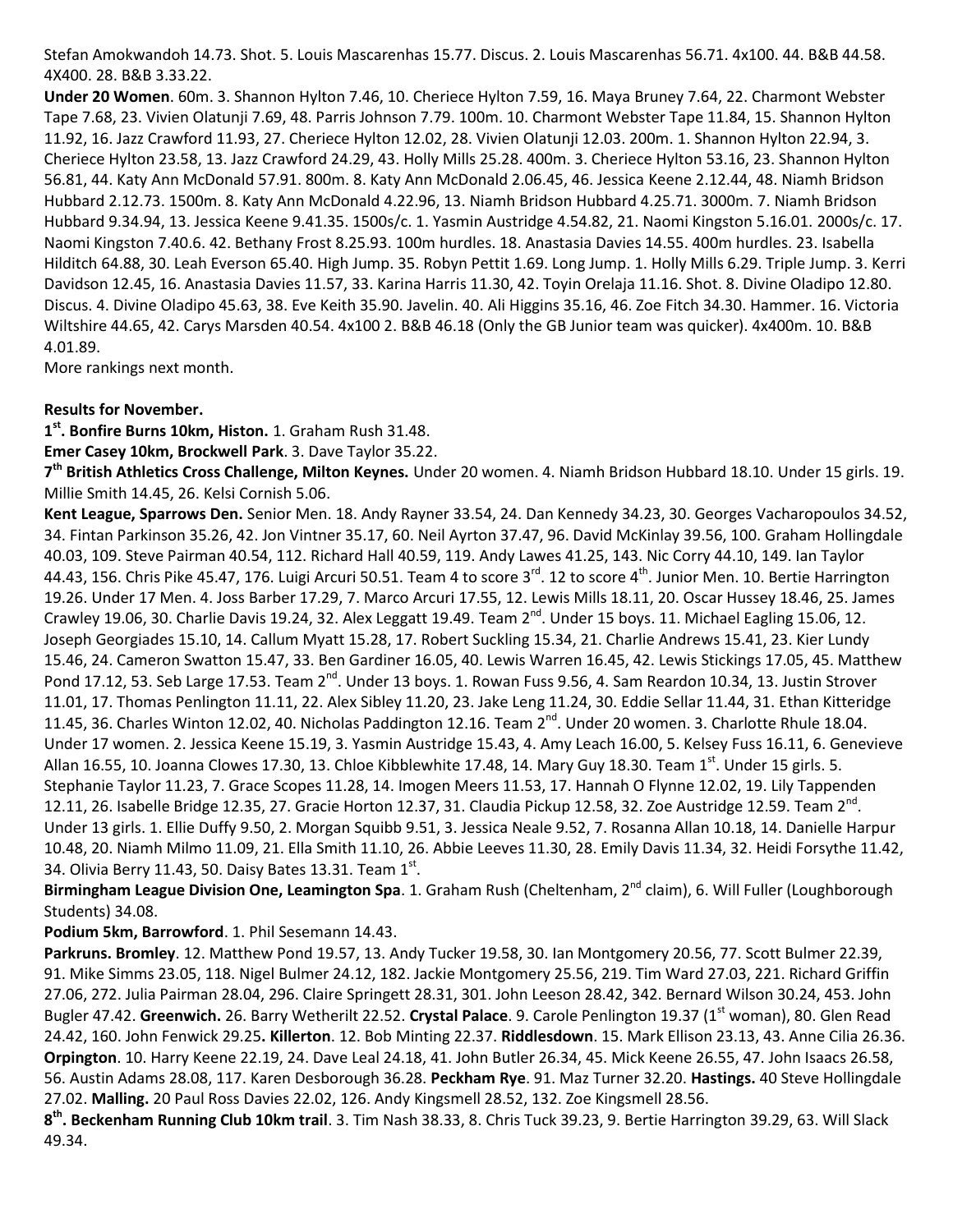Stefan Amokwandoh 14.73. Shot. 5. Louis Mascarenhas 15.77. Discus. 2. Louis Mascarenhas 56.71. 4x100. 44. B&B 44.58. 4X400. 28. B&B 3.33.22.

**Under 20 Women**. 60m. 3. Shannon Hylton 7.46, 10. Cheriece Hylton 7.59, 16. Maya Bruney 7.64, 22. Charmont Webster Tape 7.68, 23. Vivien Olatunji 7.69, 48. Parris Johnson 7.79. 100m. 10. Charmont Webster Tape 11.84, 15. Shannon Hylton 11.92, 16. Jazz Crawford 11.93, 27. Cheriece Hylton 12.02, 28. Vivien Olatunji 12.03. 200m. 1. Shannon Hylton 22.94, 3. Cheriece Hylton 23.58, 13. Jazz Crawford 24.29, 43. Holly Mills 25.28. 400m. 3. Cheriece Hylton 53.16, 23. Shannon Hylton 56.81, 44. Katy Ann McDonald 57.91. 800m. 8. Katy Ann McDonald 2.06.45, 46. Jessica Keene 2.12.44, 48. Niamh Bridson Hubbard 2.12.73. 1500m. 8. Katy Ann McDonald 4.22.96, 13. Niamh Bridson Hubbard 4.25.71. 3000m. 7. Niamh Bridson Hubbard 9.34.94, 13. Jessica Keene 9.41.35. 1500s/c. 1. Yasmin Austridge 4.54.82, 21. Naomi Kingston 5.16.01. 2000s/c. 17. Naomi Kingston 7.40.6. 42. Bethany Frost 8.25.93. 100m hurdles. 18. Anastasia Davies 14.55. 400m hurdles. 23. Isabella Hilditch 64.88, 30. Leah Everson 65.40. High Jump. 35. Robyn Pettit 1.69. Long Jump. 1. Holly Mills 6.29. Triple Jump. 3. Kerri Davidson 12.45, 16. Anastasia Davies 11.57, 33. Karina Harris 11.30, 42. Toyin Orelaja 11.16. Shot. 8. Divine Oladipo 12.80. Discus. 4. Divine Oladipo 45.63, 38. Eve Keith 35.90. Javelin. 40. Ali Higgins 35.16, 46. Zoe Fitch 34.30. Hammer. 16. Victoria Wiltshire 44.65, 42. Carys Marsden 40.54. 4x100 2. B&B 46.18 (Only the GB Junior team was quicker). 4x400m. 10. B&B 4.01.89.

More rankings next month.

**Results for November.**

**1st. Bonfire Burns 10km, Histon.** 1. Graham Rush 31.48.

**Emer Casey 10km, Brockwell Park**. 3. Dave Taylor 35.22.

**7th British Athletics Cross Challenge, Milton Keynes.** Under 20 women. 4. Niamh Bridson Hubbard 18.10. Under 15 girls. 19. Millie Smith 14.45, 26. Kelsi Cornish 5.06.

**Kent League, Sparrows Den.** Senior Men. 18. Andy Rayner 33.54, 24. Dan Kennedy 34.23, 30. Georges Vacharopoulos 34.52, 34. Fintan Parkinson 35.26, 42. Jon Vintner 35.17, 60. Neil Ayrton 37.47, 96. David McKinlay 39.56, 100. Graham Hollingdale 40.03, 109. Steve Pairman 40.54, 112. Richard Hall 40.59, 119. Andy Lawes 41.25, 143. Nic Corry 44.10, 149. Ian Taylor 44.43, 156. Chris Pike 45.47, 176. Luigi Arcuri 50.51. Team 4 to score 3rd. 12 to score 4th. Junior Men. 10. Bertie Harrington 19.26. Under 17 Men. 4. Joss Barber 17.29, 7. Marco Arcuri 17.55, 12. Lewis Mills 18.11, 20. Oscar Hussey 18.46, 25. James Crawley 19.06, 30. Charlie Davis 19.24, 32. Alex Leggatt 19.49. Team 2nd. Under 15 boys. 11. Michael Eagling 15.06, 12. Joseph Georgiades 15.10, 14. Callum Myatt 15.28, 17. Robert Suckling 15.34, 21. Charlie Andrews 15.41, 23. Kier Lundy 15.46, 24. Cameron Swatton 15.47, 33. Ben Gardiner 16.05, 40. Lewis Warren 16.45, 42. Lewis Stickings 17.05, 45. Matthew Pond 17.12, 53. Seb Large 17.53. Team 2nd. Under 13 boys. 1. Rowan Fuss 9.56, 4. Sam Reardon 10.34, 13. Justin Strover 11.01, 17. Thomas Penlington 11.11, 22. Alex Sibley 11.20, 23. Jake Leng 11.24, 30. Eddie Sellar 11.44, 31. Ethan Kitteridge 11.45, 36. Charles Winton 12.02, 40. Nicholas Paddington 12.16. Team 2nd. Under 20 women. 3. Charlotte Rhule 18.04. Under 17 women. 2. Jessica Keene 15.19, 3. Yasmin Austridge 15.43, 4. Amy Leach 16.00, 5. Kelsey Fuss 16.11, 6. Genevieve Allan 16.55, 10. Joanna Clowes 17.30, 13. Chloe Kibblewhite 17.48, 14. Mary Guy 18.30. Team 1st. Under 15 girls. 5. Stephanie Taylor 11.23, 7. Grace Scopes 11.28, 14. Imogen Meers 11.53, 17. Hannah O Flynne 12.02, 19. Lily Tappenden 12.11, 26. Isabelle Bridge 12.35, 27. Gracie Horton 12.37, 31. Claudia Pickup 12.58, 32. Zoe Austridge 12.59. Team 2nd. Under 13 girls. 1. Ellie Duffy 9.50, 2. Morgan Squibb 9.51, 3. Jessica Neale 9.52, 7. Rosanna Allan 10.18, 14. Danielle Harpur 10.48, 20. Niamh Milmo 11.09, 21. Ella Smith 11.10, 26. Abbie Leeves 11.30, 28. Emily Davis 11.34, 32. Heidi Forsythe 11.42, 34. Olivia Berry 11.43, 50. Daisy Bates 13.31. Team 1st.

**Birmingham League Division One, Leamington Spa**. 1. Graham Rush (Cheltenham, 2nd claim), 6. Will Fuller (Loughborough Students) 34.08.

**Podium 5km, Barrowford**. 1. Phil Sesemann 14.43.

**Parkruns. Bromley**. 12. Matthew Pond 19.57, 13. Andy Tucker 19.58, 30. Ian Montgomery 20.56, 77. Scott Bulmer 22.39, 91. Mike Simms 23.05, 118. Nigel Bulmer 24.12, 182. Jackie Montgomery 25.56, 219. Tim Ward 27.03, 221. Richard Griffin 27.06, 272. Julia Pairman 28.04, 296. Claire Springett 28.31, 301. John Leeson 28.42, 342. Bernard Wilson 30.24, 453. John Bugler 47.42. **Greenwich.** 26. Barry Wetherilt 22.52. **Crystal Palace**. 9. Carole Penlington 19.37 (1st woman), 80. Glen Read 24.42, 160. John Fenwick 29.25**. Killerton**. 12. Bob Minting 22.37. **Riddlesdown**. 15. Mark Ellison 23.13, 43. Anne Cilia 26.36. **Orpington**. 10. Harry Keene 22.19, 24. Dave Leal 24.18, 41. John Butler 26.34, 45. Mick Keene 26.55, 47. John Isaacs 26.58, 56. Austin Adams 28.08, 117. Karen Desborough 36.28. **Peckham Rye**. 91. Maz Turner 32.20. **Hastings.** 40 Steve Hollingdale 27.02. **Malling.** 20 Paul Ross Davies 22.02, 126. Andy Kingsmell 28.52, 132. Zoe Kingsmell 28.56.

**8th. Beckenham Running Club 10km trail**. 3. Tim Nash 38.33, 8. Chris Tuck 39.23, 9. Bertie Harrington 39.29, 63. Will Slack 49.34.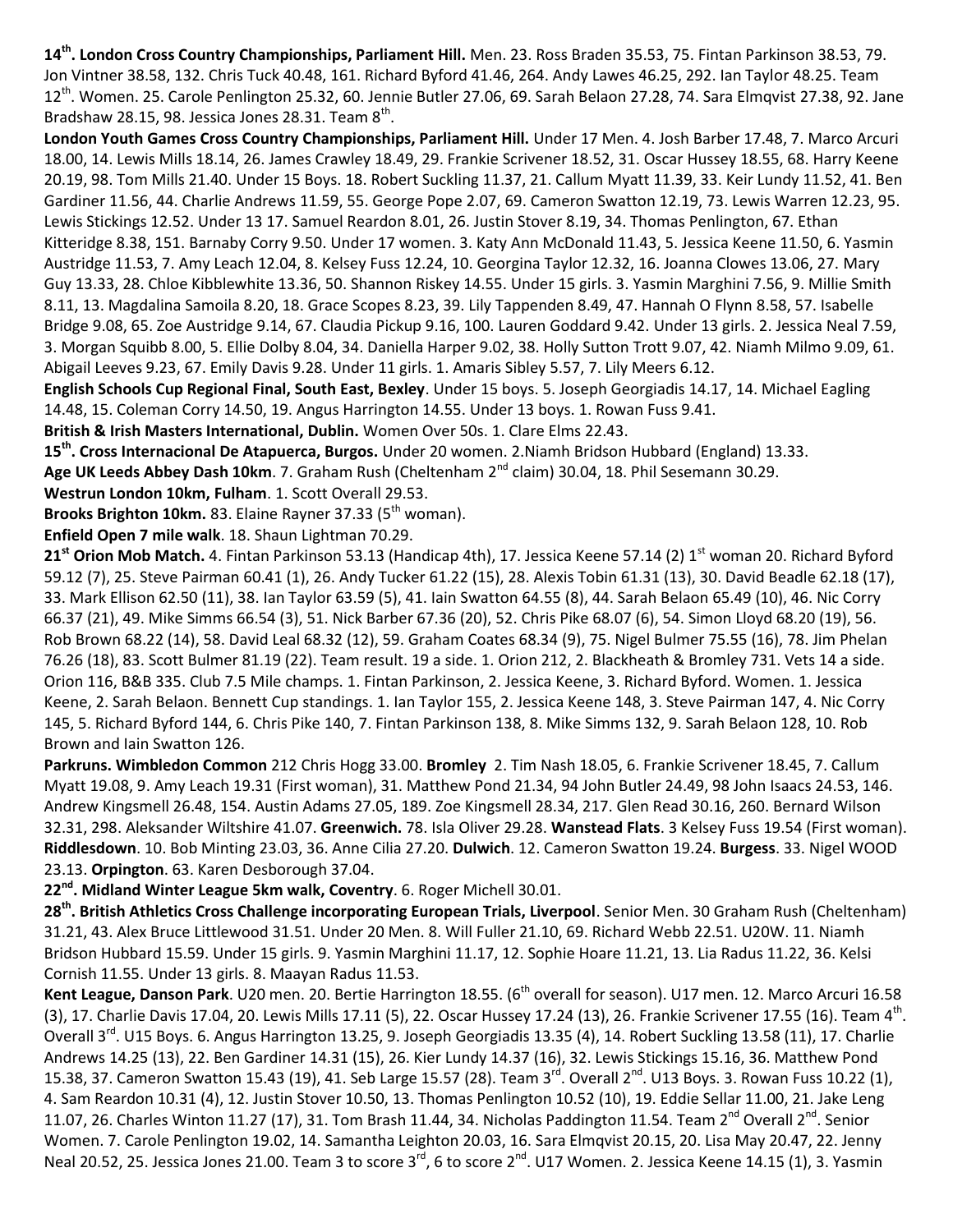**14th. London Cross Country Championships, Parliament Hill.** Men. 23. Ross Braden 35.53, 75. Fintan Parkinson 38.53, 79. Jon Vintner 38.58, 132. Chris Tuck 40.48, 161. Richard Byford 41.46, 264. Andy Lawes 46.25, 292. Ian Taylor 48.25. Team 12th. Women. 25. Carole Penlington 25.32, 60. Jennie Butler 27.06, 69. Sarah Belaon 27.28, 74. Sara Elmqvist 27.38, 92. Jane Bradshaw 28.15, 98. Jessica Jones 28.31. Team 8th.

**London Youth Games Cross Country Championships, Parliament Hill.** Under 17 Men. 4. Josh Barber 17.48, 7. Marco Arcuri 18.00, 14. Lewis Mills 18.14, 26. James Crawley 18.49, 29. Frankie Scrivener 18.52, 31. Oscar Hussey 18.55, 68. Harry Keene 20.19, 98. Tom Mills 21.40. Under 15 Boys. 18. Robert Suckling 11.37, 21. Callum Myatt 11.39, 33. Keir Lundy 11.52, 41. Ben Gardiner 11.56, 44. Charlie Andrews 11.59, 55. George Pope 2.07, 69. Cameron Swatton 12.19, 73. Lewis Warren 12.23, 95. Lewis Stickings 12.52. Under 13 17. Samuel Reardon 8.01, 26. Justin Stover 8.19, 34. Thomas Penlington, 67. Ethan Kitteridge 8.38, 151. Barnaby Corry 9.50. Under 17 women. 3. Katy Ann McDonald 11.43, 5. Jessica Keene 11.50, 6. Yasmin Austridge 11.53, 7. Amy Leach 12.04, 8. Kelsey Fuss 12.24, 10. Georgina Taylor 12.32, 16. Joanna Clowes 13.06, 27. Mary Guy 13.33, 28. Chloe Kibblewhite 13.36, 50. Shannon Riskey 14.55. Under 15 girls. 3. Yasmin Marghini 7.56, 9. Millie Smith 8.11, 13. Magdalina Samoila 8.20, 18. Grace Scopes 8.23, 39. Lily Tappenden 8.49, 47. Hannah O Flynn 8.58, 57. Isabelle Bridge 9.08, 65. Zoe Austridge 9.14, 67. Claudia Pickup 9.16, 100. Lauren Goddard 9.42. Under 13 girls. 2. Jessica Neal 7.59, 3. Morgan Squibb 8.00, 5. Ellie Dolby 8.04, 34. Daniella Harper 9.02, 38. Holly Sutton Trott 9.07, 42. Niamh Milmo 9.09, 61. Abigail Leeves 9.23, 67. Emily Davis 9.28. Under 11 girls. 1. Amaris Sibley 5.57, 7. Lily Meers 6.12.

**English Schools Cup Regional Final, South East, Bexley**. Under 15 boys. 5. Joseph Georgiadis 14.17, 14. Michael Eagling 14.48, 15. Coleman Corry 14.50, 19. Angus Harrington 14.55. Under 13 boys. 1. Rowan Fuss 9.41.

**British & Irish Masters International, Dublin.** Women Over 50s. 1. Clare Elms 22.43.

**15th. Cross Internacional De Atapuerca, Burgos.** Under 20 women. 2.Niamh Bridson Hubbard (England) 13.33.

**Age UK Leeds Abbey Dash 10km**. 7. Graham Rush (Cheltenham 2nd claim) 30.04, 18. Phil Sesemann 30.29.

**Westrun London 10km, Fulham**. 1. Scott Overall 29.53.

**Brooks Brighton 10km.** 83. Elaine Rayner 37.33 (5th woman).

**Enfield Open 7 mile walk**. 18. Shaun Lightman 70.29.

**21st Orion Mob Match.** 4. Fintan Parkinson 53.13 (Handicap 4th), 17. Jessica Keene 57.14 (2) 1st woman 20. Richard Byford 59.12 (7), 25. Steve Pairman 60.41 (1), 26. Andy Tucker 61.22 (15), 28. Alexis Tobin 61.31 (13), 30. David Beadle 62.18 (17), 33. Mark Ellison 62.50 (11), 38. Ian Taylor 63.59 (5), 41. Iain Swatton 64.55 (8), 44. Sarah Belaon 65.49 (10), 46. Nic Corry 66.37 (21), 49. Mike Simms 66.54 (3), 51. Nick Barber 67.36 (20), 52. Chris Pike 68.07 (6), 54. Simon Lloyd 68.20 (19), 56. Rob Brown 68.22 (14), 58. David Leal 68.32 (12), 59. Graham Coates 68.34 (9), 75. Nigel Bulmer 75.55 (16), 78. Jim Phelan 76.26 (18), 83. Scott Bulmer 81.19 (22). Team result. 19 a side. 1. Orion 212, 2. Blackheath & Bromley 731. Vets 14 a side. Orion 116, B&B 335. Club 7.5 Mile champs. 1. Fintan Parkinson, 2. Jessica Keene, 3. Richard Byford. Women. 1. Jessica Keene, 2. Sarah Belaon. Bennett Cup standings. 1. Ian Taylor 155, 2. Jessica Keene 148, 3. Steve Pairman 147, 4. Nic Corry 145, 5. Richard Byford 144, 6. Chris Pike 140, 7. Fintan Parkinson 138, 8. Mike Simms 132, 9. Sarah Belaon 128, 10. Rob Brown and Iain Swatton 126.

**Parkruns. Wimbledon Common** 212 Chris Hogg 33.00. **Bromley** 2. Tim Nash 18.05, 6. Frankie Scrivener 18.45, 7. Callum Myatt 19.08, 9. Amy Leach 19.31 (First woman), 31. Matthew Pond 21.34, 94 John Butler 24.49, 98 John Isaacs 24.53, 146. Andrew Kingsmell 26.48, 154. Austin Adams 27.05, 189. Zoe Kingsmell 28.34, 217. Glen Read 30.16, 260. Bernard Wilson 32.31, 298. Aleksander Wiltshire 41.07. **Greenwich.** 78. Isla Oliver 29.28. **Wanstead Flats**. 3 Kelsey Fuss 19.54 (First woman). **Riddlesdown**. 10. Bob Minting 23.03, 36. Anne Cilia 27.20. **Dulwich**. 12. Cameron Swatton 19.24. **Burgess**. 33. Nigel WOOD 23.13. **Orpington**. 63. Karen Desborough 37.04.

**22nd. Midland Winter League 5km walk, Coventry**. 6. Roger Michell 30.01.

**28th. British Athletics Cross Challenge incorporating European Trials, Liverpool**. Senior Men. 30 Graham Rush (Cheltenham) 31.21, 43. Alex Bruce Littlewood 31.51. Under 20 Men. 8. Will Fuller 21.10, 69. Richard Webb 22.51. U20W. 11. Niamh Bridson Hubbard 15.59. Under 15 girls. 9. Yasmin Marghini 11.17, 12. Sophie Hoare 11.21, 13. Lia Radus 11.22, 36. Kelsi Cornish 11.55. Under 13 girls. 8. Maayan Radus 11.53.

**Kent League, Danson Park**. U20 men. 20. Bertie Harrington 18.55. (6th overall for season). U17 men. 12. Marco Arcuri 16.58 (3), 17. Charlie Davis 17.04, 20. Lewis Mills 17.11 (5), 22. Oscar Hussey 17.24 (13), 26. Frankie Scrivener 17.55 (16). Team 4th. Overall 3rd. U15 Boys. 6. Angus Harrington 13.25, 9. Joseph Georgiadis 13.35 (4), 14. Robert Suckling 13.58 (11), 17. Charlie Andrews 14.25 (13), 22. Ben Gardiner 14.31 (15), 26. Kier Lundy 14.37 (16), 32. Lewis Stickings 15.16, 36. Matthew Pond 15.38, 37. Cameron Swatton 15.43 (19), 41. Seb Large 15.57 (28). Team 3rd. Overall 2nd. U13 Boys. 3. Rowan Fuss 10.22 (1), 4. Sam Reardon 10.31 (4), 12. Justin Stover 10.50, 13. Thomas Penlington 10.52 (10), 19. Eddie Sellar 11.00, 21. Jake Leng 11.07, 26. Charles Winton 11.27 (17), 31. Tom Brash 11.44, 34. Nicholas Paddington 11.54. Team 2nd Overall 2nd. Senior Women. 7. Carole Penlington 19.02, 14. Samantha Leighton 20.03, 16. Sara Elmqvist 20.15, 20. Lisa May 20.47, 22. Jenny Neal 20.52, 25. Jessica Jones 21.00. Team 3 to score 3rd, 6 to score 2nd. U17 Women. 2. Jessica Keene 14.15 (1), 3. Yasmin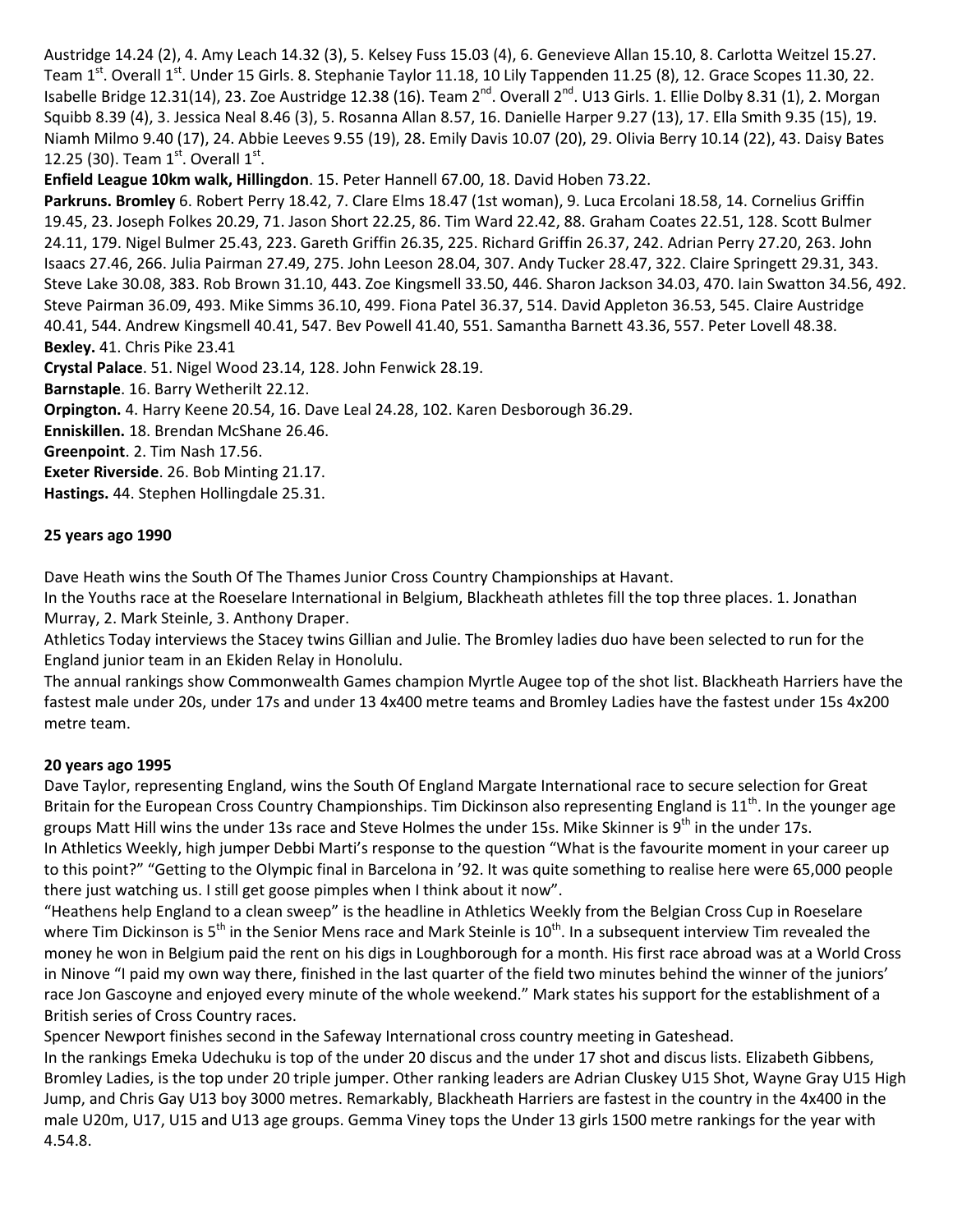Austridge 14.24 (2), 4. Amy Leach 14.32 (3), 5. Kelsey Fuss 15.03 (4), 6. Genevieve Allan 15.10, 8. Carlotta Weitzel 15.27. Team 1st. Overall 1st. Under 15 Girls. 8. Stephanie Taylor 11.18, 10 Lily Tappenden 11.25 (8), 12. Grace Scopes 11.30, 22. Isabelle Bridge 12.31(14), 23. Zoe Austridge 12.38 (16). Team 2nd. Overall 2nd. U13 Girls. 1. Ellie Dolby 8.31 (1), 2. Morgan Squibb 8.39 (4), 3. Jessica Neal 8.46 (3), 5. Rosanna Allan 8.57, 16. Danielle Harper 9.27 (13), 17. Ella Smith 9.35 (15), 19. Niamh Milmo 9.40 (17), 24. Abbie Leeves 9.55 (19), 28. Emily Davis 10.07 (20), 29. Olivia Berry 10.14 (22), 43. Daisy Bates 12.25 (30). Team 1st. Overall 1st.

**Enfield League 10km walk, Hillingdon**. 15. Peter Hannell 67.00, 18. David Hoben 73.22.

**Parkruns. Bromley** 6. Robert Perry 18.42, 7. Clare Elms 18.47 (1st woman), 9. Luca Ercolani 18.58, 14. Cornelius Griffin 19.45, 23. Joseph Folkes 20.29, 71. Jason Short 22.25, 86. Tim Ward 22.42, 88. Graham Coates 22.51, 128. Scott Bulmer 24.11, 179. Nigel Bulmer 25.43, 223. Gareth Griffin 26.35, 225. Richard Griffin 26.37, 242. Adrian Perry 27.20, 263. John Isaacs 27.46, 266. Julia Pairman 27.49, 275. John Leeson 28.04, 307. Andy Tucker 28.47, 322. Claire Springett 29.31, 343. Steve Lake 30.08, 383. Rob Brown 31.10, 443. Zoe Kingsmell 33.50, 446. Sharon Jackson 34.03, 470. Iain Swatton 34.56, 492. Steve Pairman 36.09, 493. Mike Simms 36.10, 499. Fiona Patel 36.37, 514. David Appleton 36.53, 545. Claire Austridge 40.41, 544. Andrew Kingsmell 40.41, 547. Bev Powell 41.40, 551. Samantha Barnett 43.36, 557. Peter Lovell 48.38.

**Bexley.** 41. Chris Pike 23.41

**Crystal Palace**. 51. Nigel Wood 23.14, 128. John Fenwick 28.19.

**Barnstaple**. 16. Barry Wetherilt 22.12.

**Orpington.** 4. Harry Keene 20.54, 16. Dave Leal 24.28, 102. Karen Desborough 36.29.

**Enniskillen.** 18. Brendan McShane 26.46.

**Greenpoint**. 2. Tim Nash 17.56.

**Exeter Riverside**. 26. Bob Minting 21.17.

**Hastings.** 44. Stephen Hollingdale 25.31.

**25 years ago 1990**

Dave Heath wins the South Of The Thames Junior Cross Country Championships at Havant.

In the Youths race at the Roeselare International in Belgium, Blackheath athletes fill the top three places. 1. Jonathan Murray, 2. Mark Steinle, 3. Anthony Draper.

Athletics Today interviews the Stacey twins Gillian and Julie. The Bromley ladies duo have been selected to run for the England junior team in an Ekiden Relay in Honolulu.

The annual rankings show Commonwealth Games champion Myrtle Augee top of the shot list. Blackheath Harriers have the fastest male under 20s, under 17s and under 13 4x400 metre teams and Bromley Ladies have the fastest under 15s 4x200 metre team.

**20 years ago 1995**

Dave Taylor, representing England, wins the South Of England Margate International race to secure selection for Great Britain for the European Cross Country Championships. Tim Dickinson also representing England is 11th. In the younger age groups Matt Hill wins the under 13s race and Steve Holmes the under 15s. Mike Skinner is 9th in the under 17s.

In Athletics Weekly, high jumper Debbi Marti's response to the question "What is the favourite moment in your career up to this point?" "Getting to the Olympic final in Barcelona in '92. It was quite something to realise here were 65,000 people there just watching us. I still get goose pimples when I think about it now".

"Heathens help England to a clean sweep" is the headline in Athletics Weekly from the Belgian Cross Cup in Roeselare where Tim Dickinson is 5th in the Senior Mens race and Mark Steinle is 10th. In a subsequent interview Tim revealed the money he won in Belgium paid the rent on his digs in Loughborough for a month. His first race abroad was at a World Cross in Ninove "I paid my own way there, finished in the last quarter of the field two minutes behind the winner of the juniors' race Jon Gascoyne and enjoyed every minute of the whole weekend." Mark states his support for the establishment of a British series of Cross Country races.

Spencer Newport finishes second in the Safeway International cross country meeting in Gateshead.

In the rankings Emeka Udechuku is top of the under 20 discus and the under 17 shot and discus lists. Elizabeth Gibbens, Bromley Ladies, is the top under 20 triple jumper. Other ranking leaders are Adrian Cluskey U15 Shot, Wayne Gray U15 High Jump, and Chris Gay U13 boy 3000 metres. Remarkably, Blackheath Harriers are fastest in the country in the 4x400 in the male U20m, U17, U15 and U13 age groups. Gemma Viney tops the Under 13 girls 1500 metre rankings for the year with 4.54.8.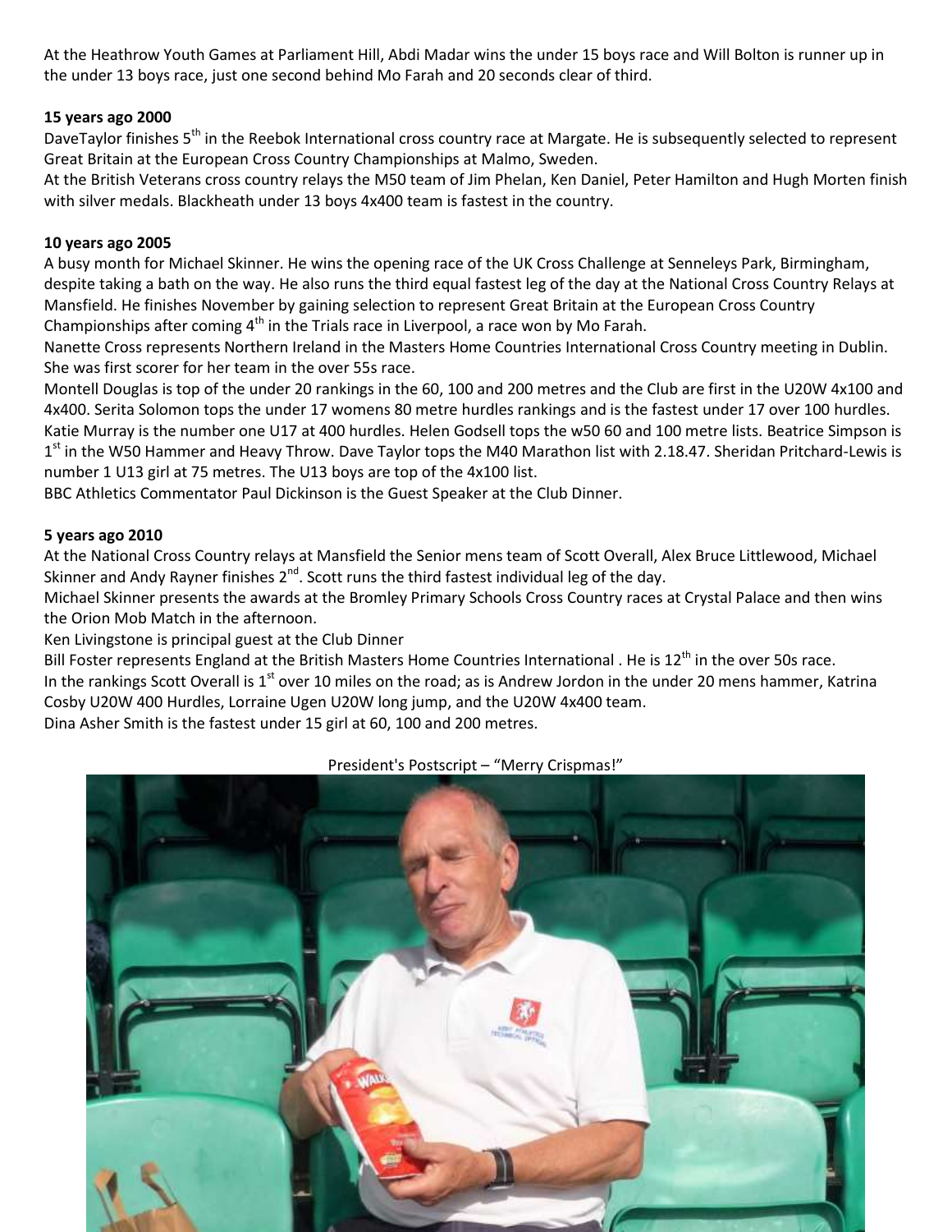At the Heathrow Youth Games at Parliament Hill, Abdi Madar wins the under 15 boys race and Will Bolton is runner up in the under 13 boys race, just one second behind Mo Farah and 20 seconds clear of third.

**15 years ago 2000**

DaveTaylor finishes 5th in the Reebok International cross country race at Margate. He is subsequently selected to represent Great Britain at the European Cross Country Championships at Malmo, Sweden.

At the British Veterans cross country relays the M50 team of Jim Phelan, Ken Daniel, Peter Hamilton and Hugh Morten finish with silver medals. Blackheath under 13 boys 4x400 team is fastest in the country.

**10 years ago 2005**

A busy month for Michael Skinner. He wins the opening race of the UK Cross Challenge at Senneleys Park, Birmingham, despite taking a bath on the way. He also runs the third equal fastest leg of the day at the National Cross Country Relays at Mansfield. He finishes November by gaining selection to represent Great Britain at the European Cross Country Championships after coming 4th in the Trials race in Liverpool, a race won by Mo Farah.

Nanette Cross represents Northern Ireland in the Masters Home Countries International Cross Country meeting in Dublin. She was first scorer for her team in the over 55s race.

Montell Douglas is top of the under 20 rankings in the 60, 100 and 200 metres and the Club are first in the U20W 4x100 and 4x400. Serita Solomon tops the under 17 womens 80 metre hurdles rankings and is the fastest under 17 over 100 hurdles. Katie Murray is the number one U17 at 400 hurdles. Helen Godsell tops the w50 60 and 100 metre lists. Beatrice Simpson is 1st in the W50 Hammer and Heavy Throw. Dave Taylor tops the M40 Marathon list with 2.18.47. Sheridan Pritchard-Lewis is number 1 U13 girl at 75 metres. The U13 boys are top of the 4x100 list.

BBC Athletics Commentator Paul Dickinson is the Guest Speaker at the Club Dinner.

**5 years ago 2010**

At the National Cross Country relays at Mansfield the Senior mens team of Scott Overall, Alex Bruce Littlewood, Michael Skinner and Andy Rayner finishes 2nd. Scott runs the third fastest individual leg of the day.

Michael Skinner presents the awards at the Bromley Primary Schools Cross Country races at Crystal Palace and then wins the Orion Mob Match in the afternoon.

Ken Livingstone is principal guest at the Club Dinner

Bill Foster represents England at the British Masters Home Countries International . He is 12th in the over 50s race.

In the rankings Scott Overall is 1st over 10 miles on the road; as is Andrew Jordon in the under 20 mens hammer, Katrina Cosby U20W 400 Hurdles, Lorraine Ugen U20W long jump, and the U20W 4x400 team.

Dina Asher Smith is the fastest under 15 girl at 60, 100 and 200 metres.

President's Postscript – "Merry Crispmas!"